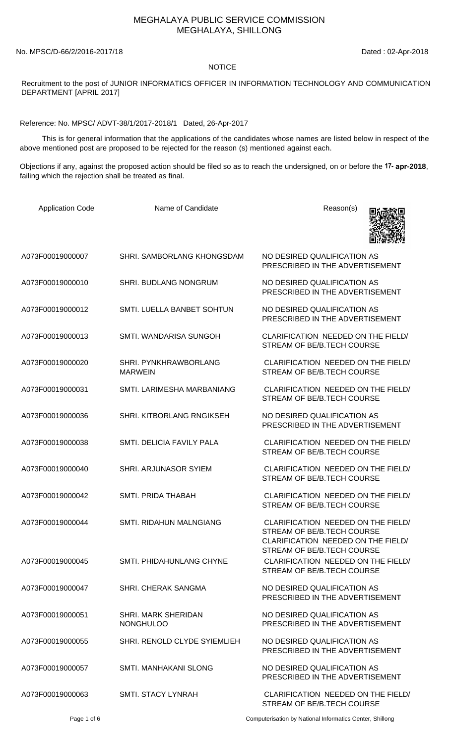# MEGHALAYA PUBLIC SERVICE COMMISSION
# MEGHALAYA, SHILLONG

No. MPSC/D-66/2/2016-2017/18 Dated : 02-Apr-2018

## NOTICE

Recruitment to the post of JUNIOR INFORMATICS OFFICER IN INFORMATION TECHNOLOGY AND COMMUNICATION DEPARTMENT [APRIL 2017]

Reference: No. MPSC/ ADVT-38/1/2017-2018/1 Dated, 26-Apr-2017

This is for general information that the applications of the candidates whose names are listed below in respect of the above mentioned post are proposed to be rejected for the reason (s) mentioned against each.

Objections if any, against the proposed action should be filed so as to reach the undersigned, on or before the **17- apr-2018**, failing which the rejection shall be treated as final.

| Application Code | Name of Candidate | Reason(s) |
|---|---|---|
| A073F00019000007 | SHRI. SAMBORLANG KHONGSDAM | NO DESIRED QUALIFICATION AS PRESCRIBED IN THE ADVERTISEMENT |
| A073F00019000010 | SHRI. BUDLANG NONGRUM | NO DESIRED QUALIFICATION AS PRESCRIBED IN THE ADVERTISEMENT |
| A073F00019000012 | SMTI. LUELLA BANBET SOHTUN | NO DESIRED QUALIFICATION AS PRESCRIBED IN THE ADVERTISEMENT |
| A073F00019000013 | SMTI. WANDARISA SUNGOH | CLARIFICATION NEEDED ON THE FIELD/ STREAM OF BE/B.TECH COURSE |
| A073F00019000020 | SHRI. PYNKHRAWBORLANG MARWEIN | CLARIFICATION NEEDED ON THE FIELD/ STREAM OF BE/B.TECH COURSE |
| A073F00019000031 | SMTI. LARIMESHA MARBANIANG | CLARIFICATION NEEDED ON THE FIELD/ STREAM OF BE/B.TECH COURSE |
| A073F00019000036 | SHRI. KITBORLANG RNGIKSEH | NO DESIRED QUALIFICATION AS PRESCRIBED IN THE ADVERTISEMENT |
| A073F00019000038 | SMTI. DELICIA FAVILY PALA | CLARIFICATION NEEDED ON THE FIELD/ STREAM OF BE/B.TECH COURSE |
| A073F00019000040 | SHRI. ARJUNASOR SYIEM | CLARIFICATION NEEDED ON THE FIELD/ STREAM OF BE/B.TECH COURSE |
| A073F00019000042 | SMTI. PRIDA THABAH | CLARIFICATION NEEDED ON THE FIELD/ STREAM OF BE/B.TECH COURSE |
| A073F00019000044 | SMTI. RIDAHUN MALNGIANG | CLARIFICATION NEEDED ON THE FIELD/ STREAM OF BE/B.TECH COURSE CLARIFICATION NEEDED ON THE FIELD/ STREAM OF BE/B.TECH COURSE |
| A073F00019000045 | SMTI. PHIDAHUNLANG CHYNE | CLARIFICATION NEEDED ON THE FIELD/ STREAM OF BE/B.TECH COURSE |
| A073F00019000047 | SHRI. CHERAK SANGMA | NO DESIRED QUALIFICATION AS PRESCRIBED IN THE ADVERTISEMENT |
| A073F00019000051 | SHRI. MARK SHERIDAN NONGHULOO | NO DESIRED QUALIFICATION AS PRESCRIBED IN THE ADVERTISEMENT |
| A073F00019000055 | SHRI. RENOLD CLYDE SYIEMLIEH | NO DESIRED QUALIFICATION AS PRESCRIBED IN THE ADVERTISEMENT |
| A073F00019000057 | SMTI. MANHAKANI SLONG | NO DESIRED QUALIFICATION AS PRESCRIBED IN THE ADVERTISEMENT |
| A073F00019000063 | SMTI. STACY LYNRAH | CLARIFICATION NEEDED ON THE FIELD/ STREAM OF BE/B.TECH COURSE |

Computerisation by National Informatics Center, Shillong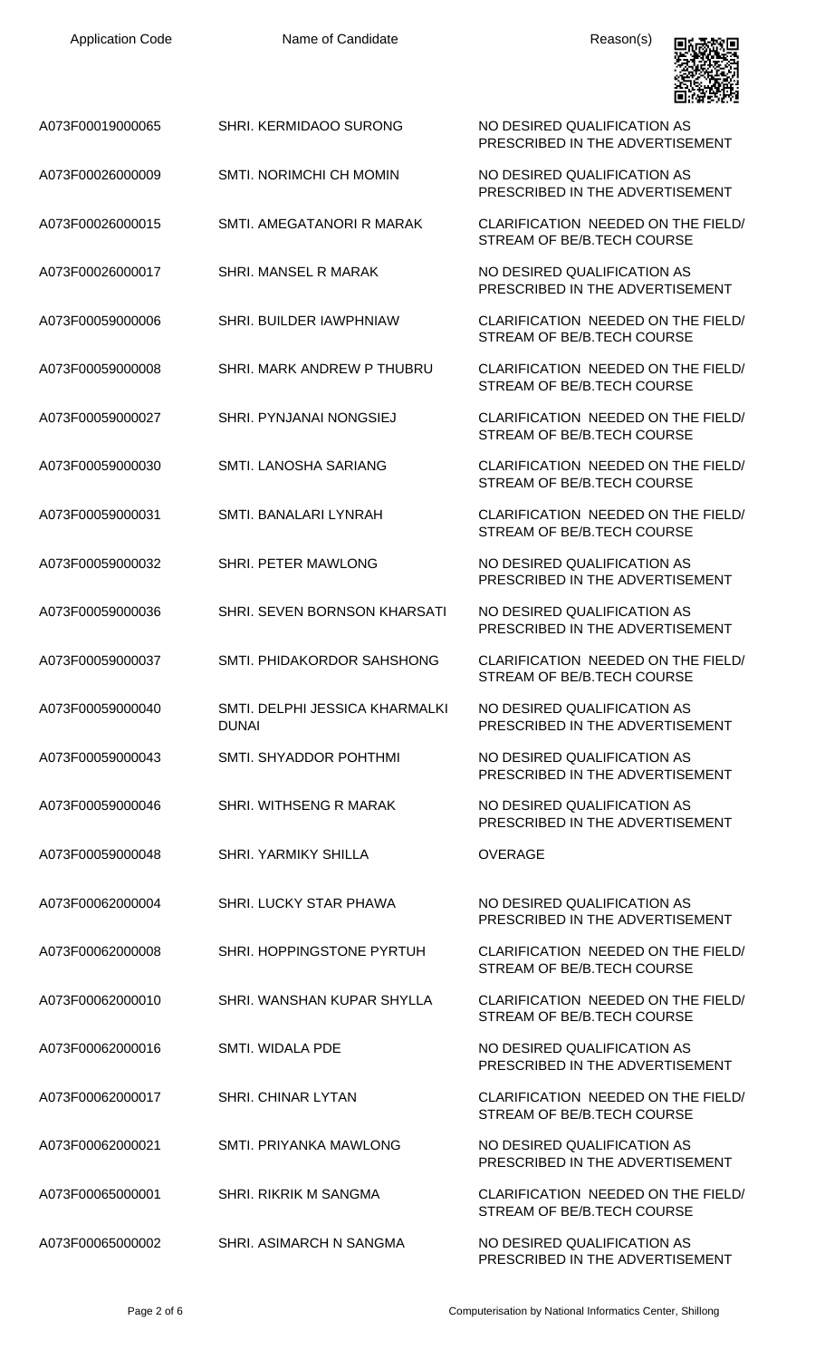| Application Code | Name of Candidate | Reason(s) |
| --- | --- | --- |
| A073F00019000065 | SHRI. KERMIDAOO SURONG | NO DESIRED QUALIFICATION AS PRESCRIBED IN THE ADVERTISEMENT |
| A073F00026000009 | SMTI. NORIMCHI CH MOMIN | NO DESIRED QUALIFICATION AS PRESCRIBED IN THE ADVERTISEMENT |
| A073F00026000015 | SMTI. AMEGATANORI R MARAK | CLARIFICATION NEEDED ON THE FIELD/ STREAM OF BE/B.TECH COURSE |
| A073F00026000017 | SHRI. MANSEL R MARAK | NO DESIRED QUALIFICATION AS PRESCRIBED IN THE ADVERTISEMENT |
| A073F00059000006 | SHRI. BUILDER IAWPHNIAW | CLARIFICATION NEEDED ON THE FIELD/ STREAM OF BE/B.TECH COURSE |
| A073F00059000008 | SHRI. MARK ANDREW P THUBRU | CLARIFICATION NEEDED ON THE FIELD/ STREAM OF BE/B.TECH COURSE |
| A073F00059000027 | SHRI. PYNJANAI NONGSIEJ | CLARIFICATION NEEDED ON THE FIELD/ STREAM OF BE/B.TECH COURSE |
| A073F00059000030 | SMTI. LANOSHA SARIANG | CLARIFICATION NEEDED ON THE FIELD/ STREAM OF BE/B.TECH COURSE |
| A073F00059000031 | SMTI. BANALARI LYNRAH | CLARIFICATION NEEDED ON THE FIELD/ STREAM OF BE/B.TECH COURSE |
| A073F00059000032 | SHRI. PETER MAWLONG | NO DESIRED QUALIFICATION AS PRESCRIBED IN THE ADVERTISEMENT |
| A073F00059000036 | SHRI. SEVEN BORNSON KHARSATI | NO DESIRED QUALIFICATION AS PRESCRIBED IN THE ADVERTISEMENT |
| A073F00059000037 | SMTI. PHIDAKORDOR SAHSHONG | CLARIFICATION NEEDED ON THE FIELD/ STREAM OF BE/B.TECH COURSE |
| A073F00059000040 | SMTI. DELPHI JESSICA KHARMALKI DUNAI | NO DESIRED QUALIFICATION AS PRESCRIBED IN THE ADVERTISEMENT |
| A073F00059000043 | SMTI. SHYADDOR POHTHMI | NO DESIRED QUALIFICATION AS PRESCRIBED IN THE ADVERTISEMENT |
| A073F00059000046 | SHRI. WITHSENG R MARAK | NO DESIRED QUALIFICATION AS PRESCRIBED IN THE ADVERTISEMENT |
| A073F00059000048 | SHRI. YARMIKY SHILLA | OVERAGE |
| A073F00062000004 | SHRI. LUCKY STAR PHAWA | NO DESIRED QUALIFICATION AS PRESCRIBED IN THE ADVERTISEMENT |
| A073F00062000008 | SHRI. HOPPINGSTONE PYRTUH | CLARIFICATION NEEDED ON THE FIELD/ STREAM OF BE/B.TECH COURSE |
| A073F00062000010 | SHRI. WANSHAN KUPAR SHYLLA | CLARIFICATION NEEDED ON THE FIELD/ STREAM OF BE/B.TECH COURSE |
| A073F00062000016 | SMTI. WIDALA PDE | NO DESIRED QUALIFICATION AS PRESCRIBED IN THE ADVERTISEMENT |
| A073F00062000017 | SHRI. CHINAR LYTAN | CLARIFICATION NEEDED ON THE FIELD/ STREAM OF BE/B.TECH COURSE |
| A073F00062000021 | SMTI. PRIYANKA MAWLONG | NO DESIRED QUALIFICATION AS PRESCRIBED IN THE ADVERTISEMENT |
| A073F00065000001 | SHRI. RIKRIK M SANGMA | CLARIFICATION NEEDED ON THE FIELD/ STREAM OF BE/B.TECH COURSE |
| A073F00065000002 | SHRI. ASIMARCH N SANGMA | NO DESIRED QUALIFICATION AS PRESCRIBED IN THE ADVERTISEMENT |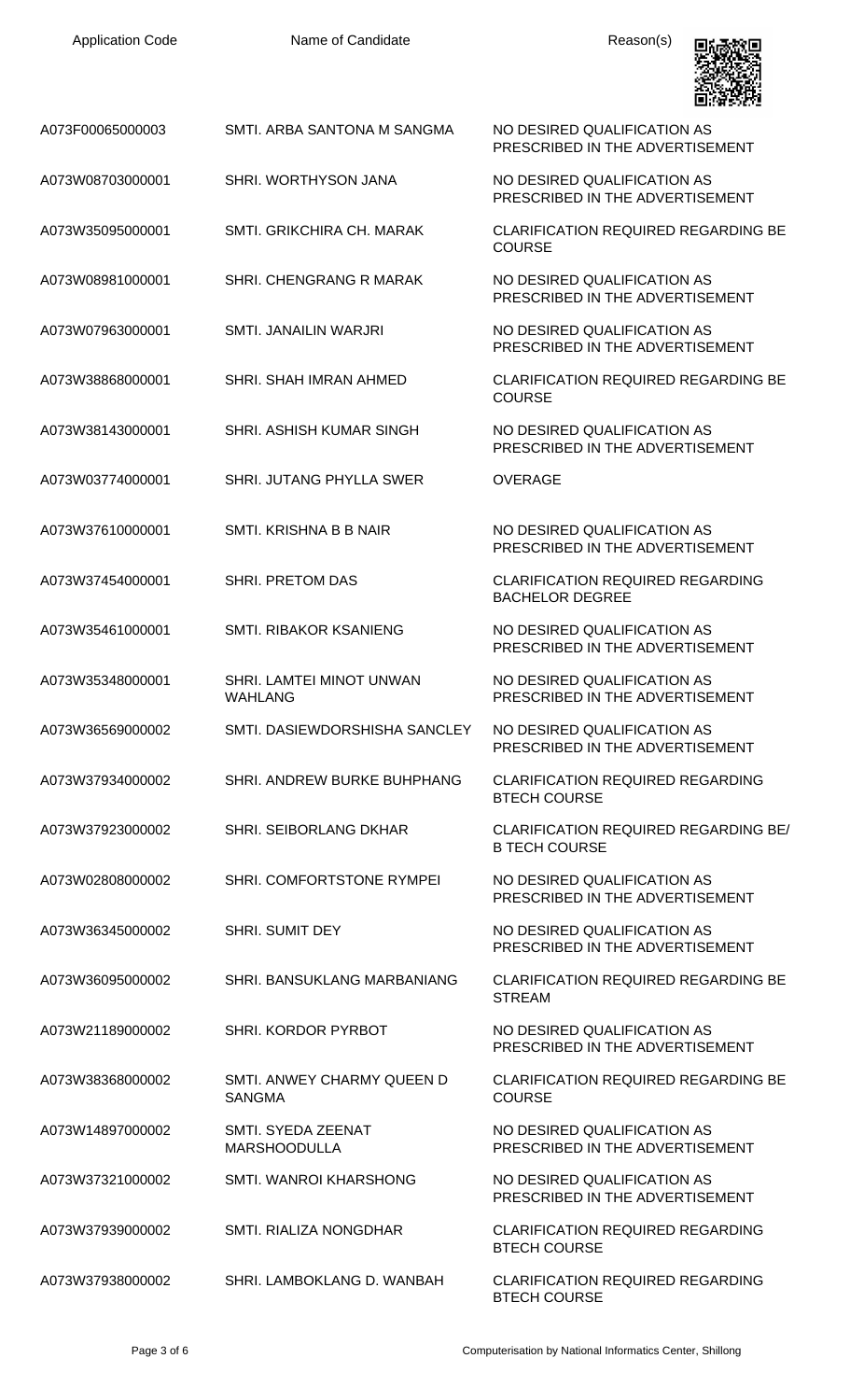| Application Code | Name of Candidate | Reason(s) |
| --- | --- | --- |
| A073F00065000003 | SMTI. ARBA SANTONA M SANGMA | NO DESIRED QUALIFICATION AS PRESCRIBED IN THE ADVERTISEMENT |
| A073W08703000001 | SHRI. WORTHYSON JANA | NO DESIRED QUALIFICATION AS PRESCRIBED IN THE ADVERTISEMENT |
| A073W35095000001 | SMTI. GRIKCHIRA CH. MARAK | CLARIFICATION REQUIRED REGARDING BE COURSE |
| A073W08981000001 | SHRI. CHENGRANG R MARAK | NO DESIRED QUALIFICATION AS PRESCRIBED IN THE ADVERTISEMENT |
| A073W07963000001 | SMTI. JANAILIN WARJRI | NO DESIRED QUALIFICATION AS PRESCRIBED IN THE ADVERTISEMENT |
| A073W38868000001 | SHRI. SHAH IMRAN AHMED | CLARIFICATION REQUIRED REGARDING BE COURSE |
| A073W38143000001 | SHRI. ASHISH KUMAR SINGH | NO DESIRED QUALIFICATION AS PRESCRIBED IN THE ADVERTISEMENT |
| A073W03774000001 | SHRI. JUTANG PHYLLA SWER | OVERAGE |
| A073W37610000001 | SMTI. KRISHNA B B NAIR | NO DESIRED QUALIFICATION AS PRESCRIBED IN THE ADVERTISEMENT |
| A073W37454000001 | SHRI. PRETOM DAS | CLARIFICATION REQUIRED REGARDING BACHELOR DEGREE |
| A073W35461000001 | SMTI. RIBAKOR KSANIENG | NO DESIRED QUALIFICATION AS PRESCRIBED IN THE ADVERTISEMENT |
| A073W35348000001 | SHRI. LAMTEI MINOT UNWAN WAHLANG | NO DESIRED QUALIFICATION AS PRESCRIBED IN THE ADVERTISEMENT |
| A073W36569000002 | SMTI. DASIEWDORSHISHA SANCLEY | NO DESIRED QUALIFICATION AS PRESCRIBED IN THE ADVERTISEMENT |
| A073W37934000002 | SHRI. ANDREW BURKE BUHPHANG | CLARIFICATION REQUIRED REGARDING BTECH COURSE |
| A073W37923000002 | SHRI. SEIBORLANG DKHAR | CLARIFICATION REQUIRED REGARDING BE/ B TECH COURSE |
| A073W02808000002 | SHRI. COMFORTSTONE RYMPEI | NO DESIRED QUALIFICATION AS PRESCRIBED IN THE ADVERTISEMENT |
| A073W36345000002 | SHRI. SUMIT DEY | NO DESIRED QUALIFICATION AS PRESCRIBED IN THE ADVERTISEMENT |
| A073W36095000002 | SHRI. BANSUKLANG MARBANIANG | CLARIFICATION REQUIRED REGARDING BE STREAM |
| A073W21189000002 | SHRI. KORDOR PYRBOT | NO DESIRED QUALIFICATION AS PRESCRIBED IN THE ADVERTISEMENT |
| A073W38368000002 | SMTI. ANWEY CHARMY QUEEN D SANGMA | CLARIFICATION REQUIRED REGARDING BE COURSE |
| A073W14897000002 | SMTI. SYEDA ZEENAT MARSHOODULLA | NO DESIRED QUALIFICATION AS PRESCRIBED IN THE ADVERTISEMENT |
| A073W37321000002 | SMTI. WANROI KHARSHONG | NO DESIRED QUALIFICATION AS PRESCRIBED IN THE ADVERTISEMENT |
| A073W37939000002 | SMTI. RIALIZA NONGDHAR | CLARIFICATION REQUIRED REGARDING BTECH COURSE |
| A073W37938000002 | SHRI. LAMBOKLANG D. WANBAH | CLARIFICATION REQUIRED REGARDING BTECH COURSE |

Computerisation by National Informatics Center, Shillong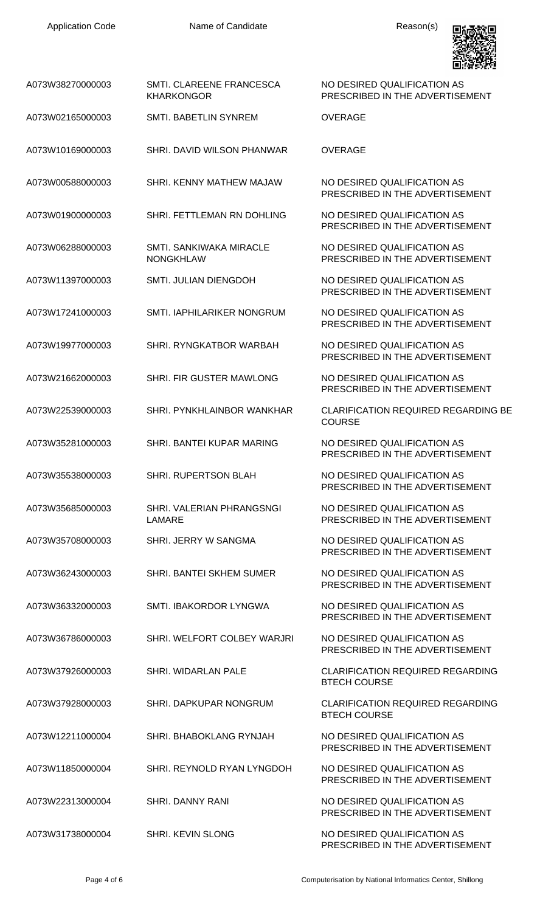| Application Code | Name of Candidate | Reason(s) |
| --- | --- | --- |
| A073W38270000003 | SMTI. CLAREENE FRANCESCA KHARKONGOR | NO DESIRED QUALIFICATION AS PRESCRIBED IN THE ADVERTISEMENT |
| A073W02165000003 | SMTI. BABETLIN SYNREM | OVERAGE |
| A073W10169000003 | SHRI. DAVID WILSON PHANWAR | OVERAGE |
| A073W00588000003 | SHRI. KENNY MATHEW MAJAW | NO DESIRED QUALIFICATION AS PRESCRIBED IN THE ADVERTISEMENT |
| A073W01900000003 | SHRI. FETTLEMAN RN DOHLING | NO DESIRED QUALIFICATION AS PRESCRIBED IN THE ADVERTISEMENT |
| A073W06288000003 | SMTI. SANKIWAKA MIRACLE NONGKHLAW | NO DESIRED QUALIFICATION AS PRESCRIBED IN THE ADVERTISEMENT |
| A073W11397000003 | SMTI. JULIAN DIENGDOH | NO DESIRED QUALIFICATION AS PRESCRIBED IN THE ADVERTISEMENT |
| A073W17241000003 | SMTI. IAPHILARIKER NONGRUM | NO DESIRED QUALIFICATION AS PRESCRIBED IN THE ADVERTISEMENT |
| A073W19977000003 | SHRI. RYNGKATBOR WARBAH | NO DESIRED QUALIFICATION AS PRESCRIBED IN THE ADVERTISEMENT |
| A073W21662000003 | SHRI. FIR GUSTER MAWLONG | NO DESIRED QUALIFICATION AS PRESCRIBED IN THE ADVERTISEMENT |
| A073W22539000003 | SHRI. PYNKHLAINBOR WANKHAR | CLARIFICATION REQUIRED REGARDING BE COURSE |
| A073W35281000003 | SHRI. BANTEI KUPAR MARING | NO DESIRED QUALIFICATION AS PRESCRIBED IN THE ADVERTISEMENT |
| A073W35538000003 | SHRI. RUPERTSON BLAH | NO DESIRED QUALIFICATION AS PRESCRIBED IN THE ADVERTISEMENT |
| A073W35685000003 | SHRI. VALERIAN PHRANGSNGI LAMARE | NO DESIRED QUALIFICATION AS PRESCRIBED IN THE ADVERTISEMENT |
| A073W35708000003 | SHRI. JERRY W SANGMA | NO DESIRED QUALIFICATION AS PRESCRIBED IN THE ADVERTISEMENT |
| A073W36243000003 | SHRI. BANTEI SKHEM SUMER | NO DESIRED QUALIFICATION AS PRESCRIBED IN THE ADVERTISEMENT |
| A073W36332000003 | SMTI. IBAKORDOR LYNGWA | NO DESIRED QUALIFICATION AS PRESCRIBED IN THE ADVERTISEMENT |
| A073W36786000003 | SHRI. WELFORT COLBEY WARJRI | NO DESIRED QUALIFICATION AS PRESCRIBED IN THE ADVERTISEMENT |
| A073W37926000003 | SHRI. WIDARLAN PALE | CLARIFICATION REQUIRED REGARDING BTECH COURSE |
| A073W37928000003 | SHRI. DAPKUPAR NONGRUM | CLARIFICATION REQUIRED REGARDING BTECH COURSE |
| A073W12211000004 | SHRI. BHABOKLANG RYNJAH | NO DESIRED QUALIFICATION AS PRESCRIBED IN THE ADVERTISEMENT |
| A073W11850000004 | SHRI. REYNOLD RYAN LYNGDOH | NO DESIRED QUALIFICATION AS PRESCRIBED IN THE ADVERTISEMENT |
| A073W22313000004 | SHRI. DANNY RANI | NO DESIRED QUALIFICATION AS PRESCRIBED IN THE ADVERTISEMENT |
| A073W31738000004 | SHRI. KEVIN SLONG | NO DESIRED QUALIFICATION AS PRESCRIBED IN THE ADVERTISEMENT |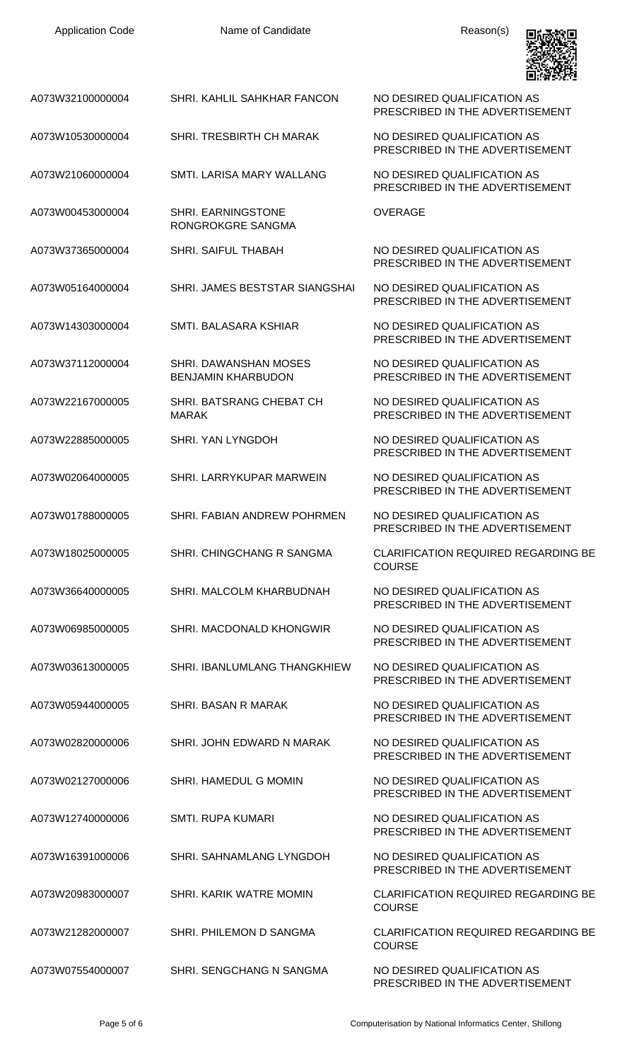| Application Code | Name of Candidate | Reason(s) |
|---|---|---|
| A073W32100000004 | SHRI. KAHLIL SAHKHAR FANCON | NO DESIRED QUALIFICATION AS PRESCRIBED IN THE ADVERTISEMENT |
| A073W10530000004 | SHRI. TRESBIRTH CH MARAK | NO DESIRED QUALIFICATION AS PRESCRIBED IN THE ADVERTISEMENT |
| A073W21060000004 | SMTI. LARISA MARY WALLANG | NO DESIRED QUALIFICATION AS PRESCRIBED IN THE ADVERTISEMENT |
| A073W00453000004 | SHRI. EARNINGSTONE RONGROKGRE SANGMA | OVERAGE |
| A073W37365000004 | SHRI. SAIFUL THABAH | NO DESIRED QUALIFICATION AS PRESCRIBED IN THE ADVERTISEMENT |
| A073W05164000004 | SHRI. JAMES BESTSTAR SIANGSHAI | NO DESIRED QUALIFICATION AS PRESCRIBED IN THE ADVERTISEMENT |
| A073W14303000004 | SMTI. BALASARA KSHIAR | NO DESIRED QUALIFICATION AS PRESCRIBED IN THE ADVERTISEMENT |
| A073W37112000004 | SHRI. DAWANSHAN MOSES BENJAMIN KHARBUDON | NO DESIRED QUALIFICATION AS PRESCRIBED IN THE ADVERTISEMENT |
| A073W22167000005 | SHRI. BATSRANG CHEBAT CH MARAK | NO DESIRED QUALIFICATION AS PRESCRIBED IN THE ADVERTISEMENT |
| A073W22885000005 | SHRI. YAN LYNGDOH | NO DESIRED QUALIFICATION AS PRESCRIBED IN THE ADVERTISEMENT |
| A073W02064000005 | SHRI. LARRYKUPAR MARWEIN | NO DESIRED QUALIFICATION AS PRESCRIBED IN THE ADVERTISEMENT |
| A073W01788000005 | SHRI. FABIAN ANDREW POHRMEN | NO DESIRED QUALIFICATION AS PRESCRIBED IN THE ADVERTISEMENT |
| A073W18025000005 | SHRI. CHINGCHANG R SANGMA | CLARIFICATION REQUIRED REGARDING BE COURSE |
| A073W36640000005 | SHRI. MALCOLM KHARBUDNAH | NO DESIRED QUALIFICATION AS PRESCRIBED IN THE ADVERTISEMENT |
| A073W06985000005 | SHRI. MACDONALD KHONGWIR | NO DESIRED QUALIFICATION AS PRESCRIBED IN THE ADVERTISEMENT |
| A073W03613000005 | SHRI. IBANLUMLANG THANGKHIEW | NO DESIRED QUALIFICATION AS PRESCRIBED IN THE ADVERTISEMENT |
| A073W05944000005 | SHRI. BASAN R MARAK | NO DESIRED QUALIFICATION AS PRESCRIBED IN THE ADVERTISEMENT |
| A073W02820000006 | SHRI. JOHN EDWARD N MARAK | NO DESIRED QUALIFICATION AS PRESCRIBED IN THE ADVERTISEMENT |
| A073W02127000006 | SHRI. HAMEDUL G MOMIN | NO DESIRED QUALIFICATION AS PRESCRIBED IN THE ADVERTISEMENT |
| A073W12740000006 | SMTI. RUPA KUMARI | NO DESIRED QUALIFICATION AS PRESCRIBED IN THE ADVERTISEMENT |
| A073W16391000006 | SHRI. SAHNAMLANG LYNGDOH | NO DESIRED QUALIFICATION AS PRESCRIBED IN THE ADVERTISEMENT |
| A073W20983000007 | SHRI. KARIK WATRE MOMIN | CLARIFICATION REQUIRED REGARDING BE COURSE |
| A073W21282000007 | SHRI. PHILEMON D SANGMA | CLARIFICATION REQUIRED REGARDING BE COURSE |
| A073W07554000007 | SHRI. SENGCHANG N SANGMA | NO DESIRED QUALIFICATION AS PRESCRIBED IN THE ADVERTISEMENT |

Computerisation by National Informatics Center, Shillong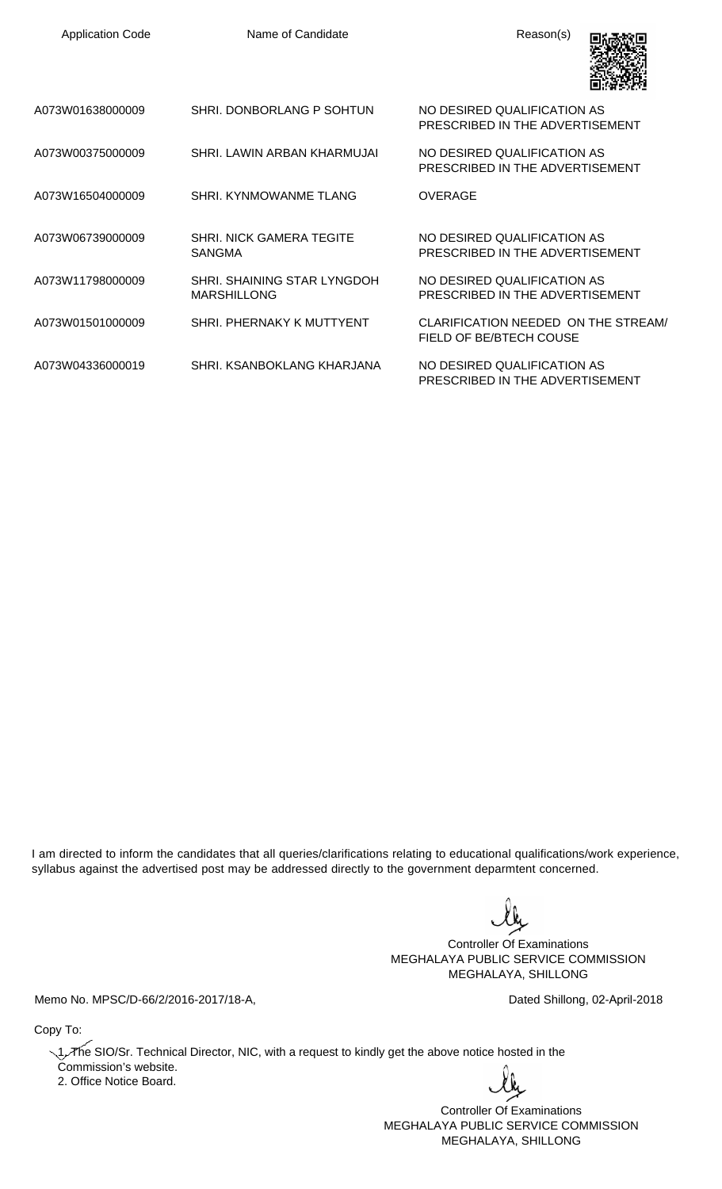| Application Code | Name of Candidate | Reason(s) |
| --- | --- | --- |
| A073W01638000009 | SHRI. DONBORLANG P SOHTUN | NO DESIRED QUALIFICATION AS PRESCRIBED IN THE ADVERTISEMENT |
| A073W00375000009 | SHRI. LAWIN ARBAN KHARMUJAI | NO DESIRED QUALIFICATION AS PRESCRIBED IN THE ADVERTISEMENT |
| A073W16504000009 | SHRI. KYNMOWANME TLANG | OVERAGE |
| A073W06739000009 | SHRI. NICK GAMERA TEGITE SANGMA | NO DESIRED QUALIFICATION AS PRESCRIBED IN THE ADVERTISEMENT |
| A073W11798000009 | SHRI. SHAINING STAR LYNGDOH MARSHILLONG | NO DESIRED QUALIFICATION AS PRESCRIBED IN THE ADVERTISEMENT |
| A073W01501000009 | SHRI. PHERNAKY K MUTTYENT | CLARIFICATION NEEDED ON THE STREAM/ FIELD OF BE/BTECH COUSE |
| A073W04336000019 | SHRI. KSANBOKLANG KHARJANA | NO DESIRED QUALIFICATION AS PRESCRIBED IN THE ADVERTISEMENT |

I am directed to inform the candidates that all queries/clarifications relating to educational qualifications/work experience, syllabus against the advertised post may be addressed directly to the government deparmtent concerned.

Controller Of Examinations
MEGHALAYA PUBLIC SERVICE COMMISSION
MEGHALAYA, SHILLONG

Memo No. MPSC/D-66/2/2016-2017/18-A, Dated Shillong, 02-April-2018

Copy To:

1. The SIO/Sr. Technical Director, NIC, with a request to kindly get the above notice hosted in the Commission's website.
2. Office Notice Board.

Controller Of Examinations
MEGHALAYA PUBLIC SERVICE COMMISSION
MEGHALAYA, SHILLONG